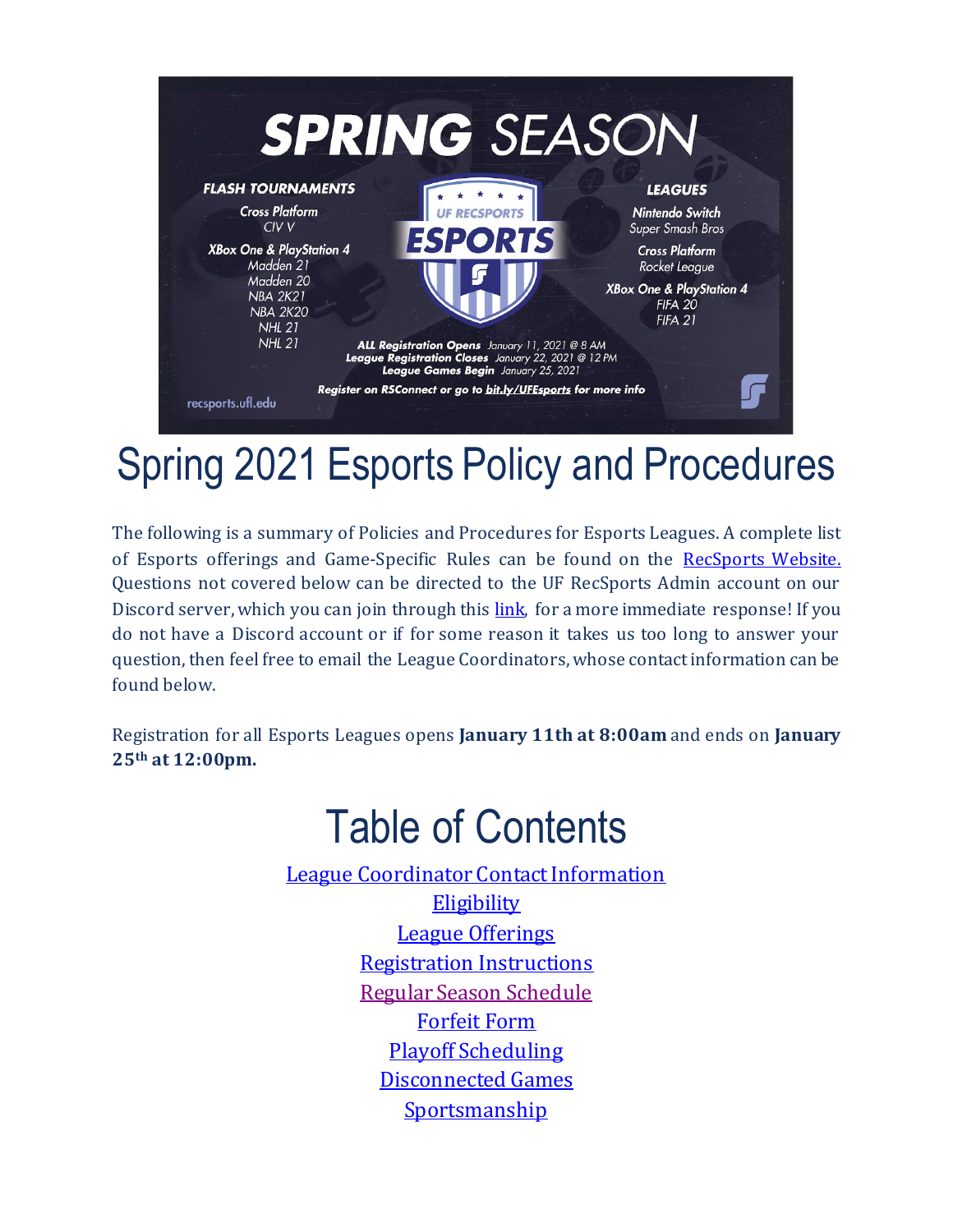# Spring 2021 Esports Policy and Procedures

The following is a summary of Policies and Procedures for Esports Leagues. A complete list of Esports offerings and Game-Specific Rules can be found on the [RecSports Website.](#) Questions not covered below can be directed to the UF RecSports Admin account on our Discord server, which you can join through this [link](#), for a more immediate response! If you do not have a Discord account or if for some reason it takes us too long to answer your question, then feel free to email the League Coordinators, whose contact information can be found below.

Registration for all Esports Leagues opens **January 11th at 8:00am** and ends on **January 25th at 12:00pm.**

# Table of Contents

[League Coordinator Contact Information](#)

[Eligibility](#)

[League Offerings](#)

[Registration Instructions](#)

[Regular Season Schedule](#)

[Forfeit Form](#)

[Playoff Scheduling](#)

[Disconnected Games](#)

[Sportsmanship](#)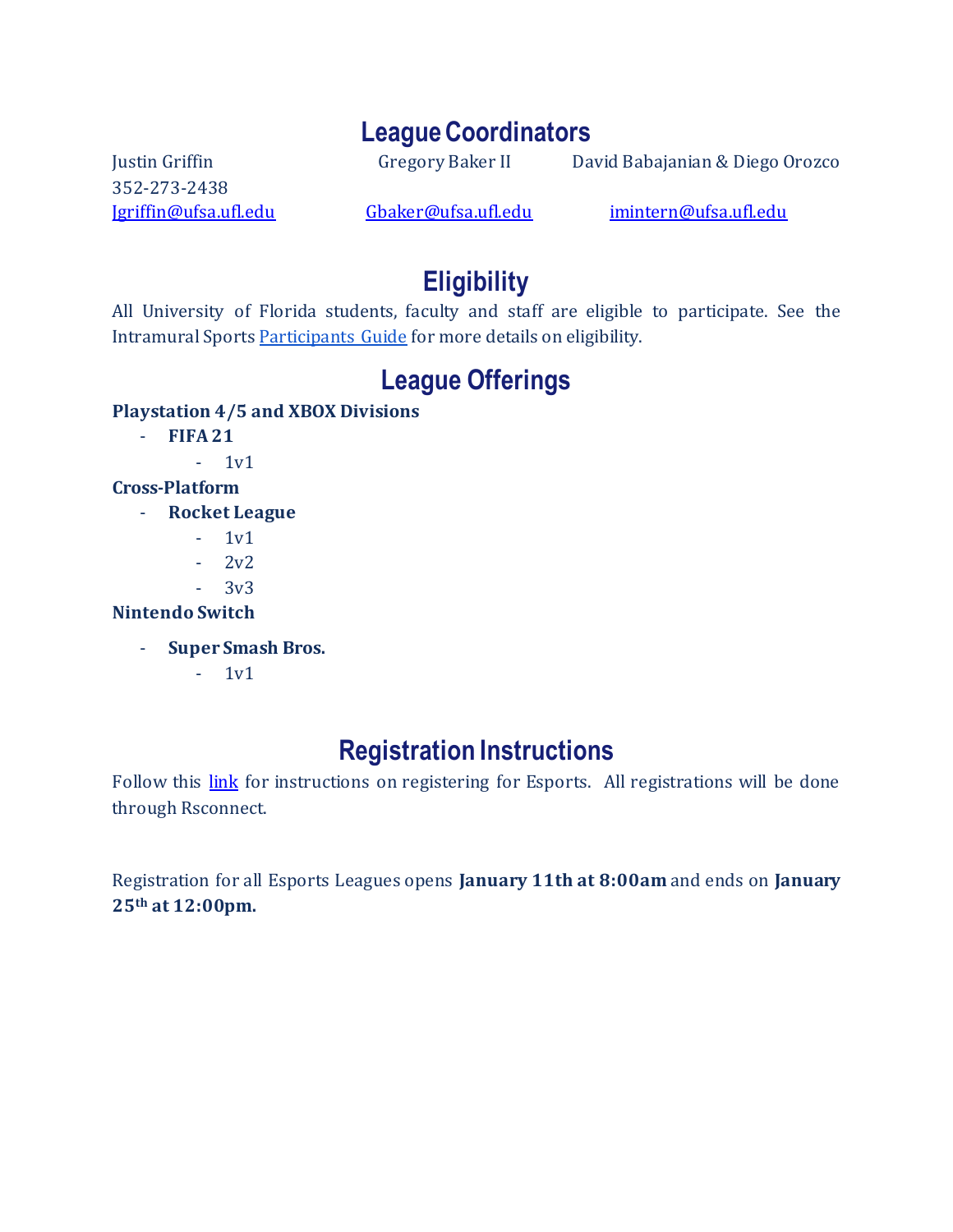## League Coordinators

Justin Griffin
352-273-2438
Jgriffin@ufsa.ufl.edu

Gregory Baker II
Gbaker@ufsa.ufl.edu

David Babajanian & Diego Orozco
imintern@ufsa.ufl.edu

## Eligibility

All University of Florida students, faculty and staff are eligible to participate. See the Intramural Sports Participants Guide for more details on eligibility.

## League Offerings

**Playstation 4/5 and XBOX Divisions**

- **FIFA 21**
  - 1v1

**Cross-Platform**

- **Rocket League**
  - 1v1
  - 2v2
  - 3v3

**Nintendo Switch**

- **Super Smash Bros.**
  - 1v1

## Registration Instructions

Follow this link for instructions on registering for Esports. All registrations will be done through Rsconnect.

Registration for all Esports Leagues opens **January 11th at 8:00am** and ends on **January 25th at 12:00pm.**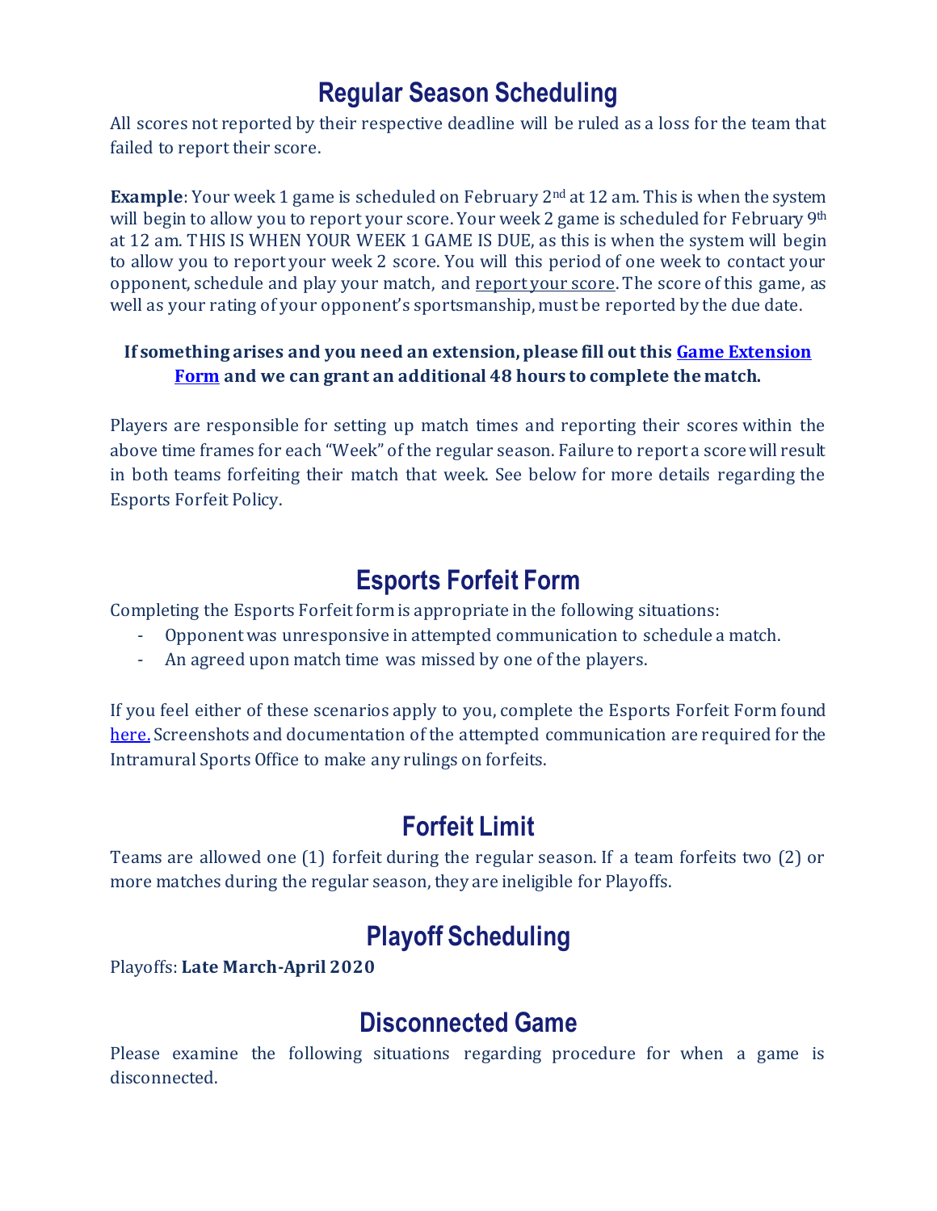## Regular Season Scheduling

All scores not reported by their respective deadline will be ruled as a loss for the team that failed to report their score.

**Example**: Your week 1 game is scheduled on February 2nd at 12 am. This is when the system will begin to allow you to report your score. Your week 2 game is scheduled for February 9th at 12 am. THIS IS WHEN YOUR WEEK 1 GAME IS DUE, as this is when the system will begin to allow you to report your week 2 score. You will this period of one week to contact your opponent, schedule and play your match, and report your score. The score of this game, as well as your rating of your opponent's sportsmanship, must be reported by the due date.

**If something arises and you need an extension, please fill out this Game Extension Form and we can grant an additional 48 hours to complete the match.**

Players are responsible for setting up match times and reporting their scores within the above time frames for each "Week" of the regular season. Failure to report a score will result in both teams forfeiting their match that week. See below for more details regarding the Esports Forfeit Policy.

## Esports Forfeit Form

Completing the Esports Forfeit form is appropriate in the following situations:

- Opponent was unresponsive in attempted communication to schedule a match.
- An agreed upon match time was missed by one of the players.

If you feel either of these scenarios apply to you, complete the Esports Forfeit Form found here. Screenshots and documentation of the attempted communication are required for the Intramural Sports Office to make any rulings on forfeits.

## Forfeit Limit

Teams are allowed one (1) forfeit during the regular season. If a team forfeits two (2) or more matches during the regular season, they are ineligible for Playoffs.

## Playoff Scheduling

Playoffs: **Late March-April 2020**

## Disconnected Game

Please examine the following situations regarding procedure for when a game is disconnected.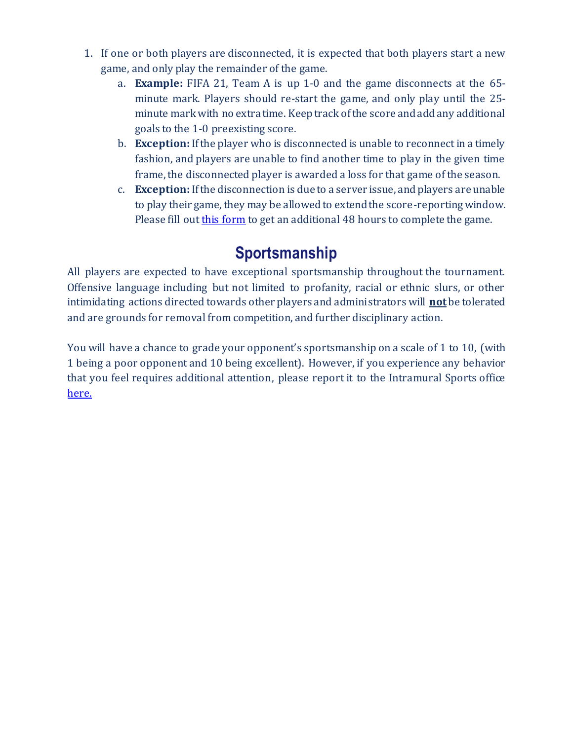1. If one or both players are disconnected, it is expected that both players start a new game, and only play the remainder of the game.
   a. **Example:** FIFA 21, Team A is up 1-0 and the game disconnects at the 65-minute mark. Players should re-start the game, and only play until the 25-minute mark with no extra time. Keep track of the score and add any additional goals to the 1-0 preexisting score.
   b. **Exception:** If the player who is disconnected is unable to reconnect in a timely fashion, and players are unable to find another time to play in the given time frame, the disconnected player is awarded a loss for that game of the season.
   c. **Exception:** If the disconnection is due to a server issue, and players are unable to play their game, they may be allowed to extend the score-reporting window. Please fill out this form to get an additional 48 hours to complete the game.

## Sportsmanship

All players are expected to have exceptional sportsmanship throughout the tournament. Offensive language including but not limited to profanity, racial or ethnic slurs, or other intimidating actions directed towards other players and administrators will **not** be tolerated and are grounds for removal from competition, and further disciplinary action.

You will have a chance to grade your opponent's sportsmanship on a scale of 1 to 10, (with 1 being a poor opponent and 10 being excellent). However, if you experience any behavior that you feel requires additional attention, please report it to the Intramural Sports office here.